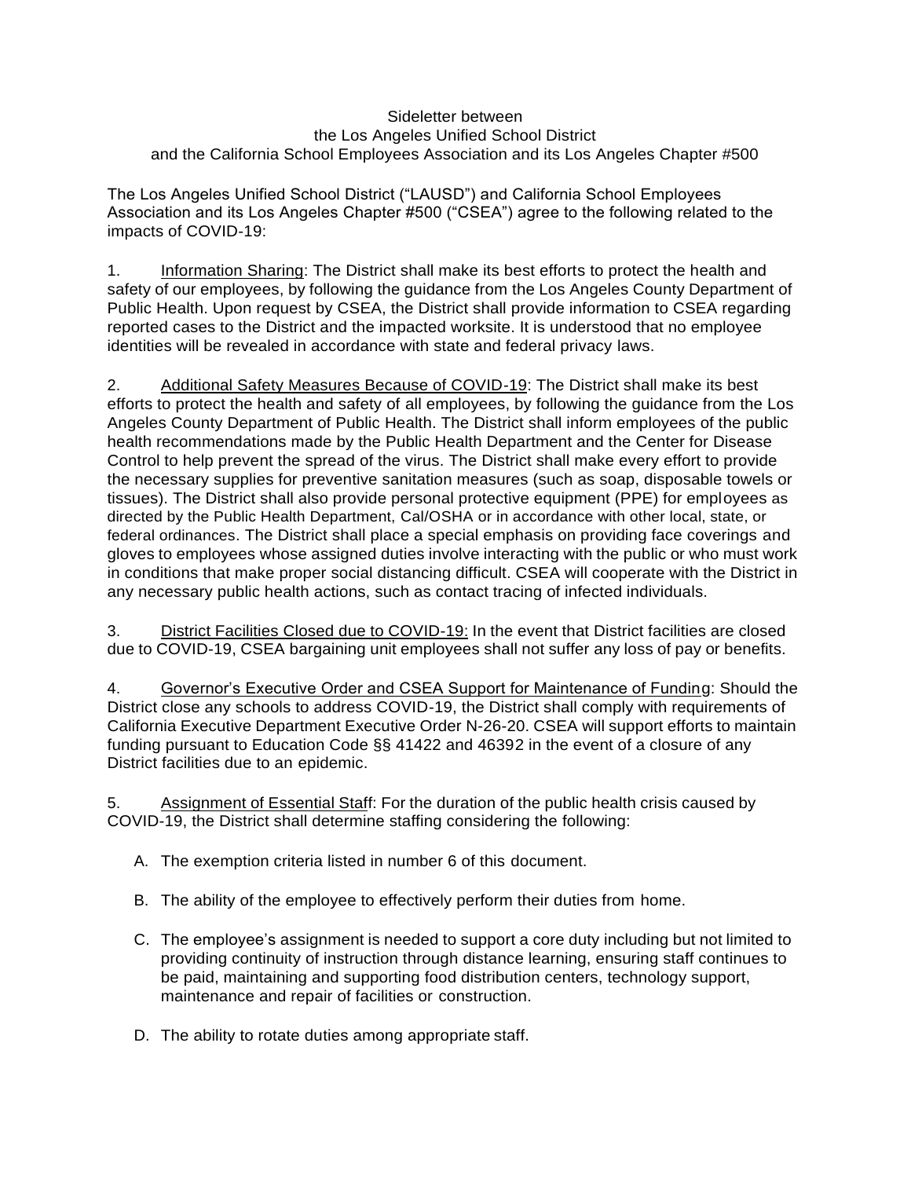Sideletter between
the Los Angeles Unified School District
and the California School Employees Association and its Los Angeles Chapter #500

The Los Angeles Unified School District ("LAUSD") and California School Employees Association and its Los Angeles Chapter #500 ("CSEA") agree to the following related to the impacts of COVID-19:

1. Information Sharing: The District shall make its best efforts to protect the health and safety of our employees, by following the guidance from the Los Angeles County Department of Public Health. Upon request by CSEA, the District shall provide information to CSEA regarding reported cases to the District and the impacted worksite. It is understood that no employee identities will be revealed in accordance with state and federal privacy laws.

2. Additional Safety Measures Because of COVID-19: The District shall make its best efforts to protect the health and safety of all employees, by following the guidance from the Los Angeles County Department of Public Health. The District shall inform employees of the public health recommendations made by the Public Health Department and the Center for Disease Control to help prevent the spread of the virus. The District shall make every effort to provide the necessary supplies for preventive sanitation measures (such as soap, disposable towels or tissues). The District shall also provide personal protective equipment (PPE) for employees as directed by the Public Health Department, Cal/OSHA or in accordance with other local, state, or federal ordinances. The District shall place a special emphasis on providing face coverings and gloves to employees whose assigned duties involve interacting with the public or who must work in conditions that make proper social distancing difficult. CSEA will cooperate with the District in any necessary public health actions, such as contact tracing of infected individuals.

3. District Facilities Closed due to COVID-19: In the event that District facilities are closed due to COVID-19, CSEA bargaining unit employees shall not suffer any loss of pay or benefits.

4. Governor's Executive Order and CSEA Support for Maintenance of Funding: Should the District close any schools to address COVID-19, the District shall comply with requirements of California Executive Department Executive Order N-26-20. CSEA will support efforts to maintain funding pursuant to Education Code §§ 41422 and 46392 in the event of a closure of any District facilities due to an epidemic.

5. Assignment of Essential Staff: For the duration of the public health crisis caused by COVID-19, the District shall determine staffing considering the following:

   A. The exemption criteria listed in number 6 of this document.

   B. The ability of the employee to effectively perform their duties from home.

   C. The employee's assignment is needed to support a core duty including but not limited to providing continuity of instruction through distance learning, ensuring staff continues to be paid, maintaining and supporting food distribution centers, technology support, maintenance and repair of facilities or construction.

   D. The ability to rotate duties among appropriate staff.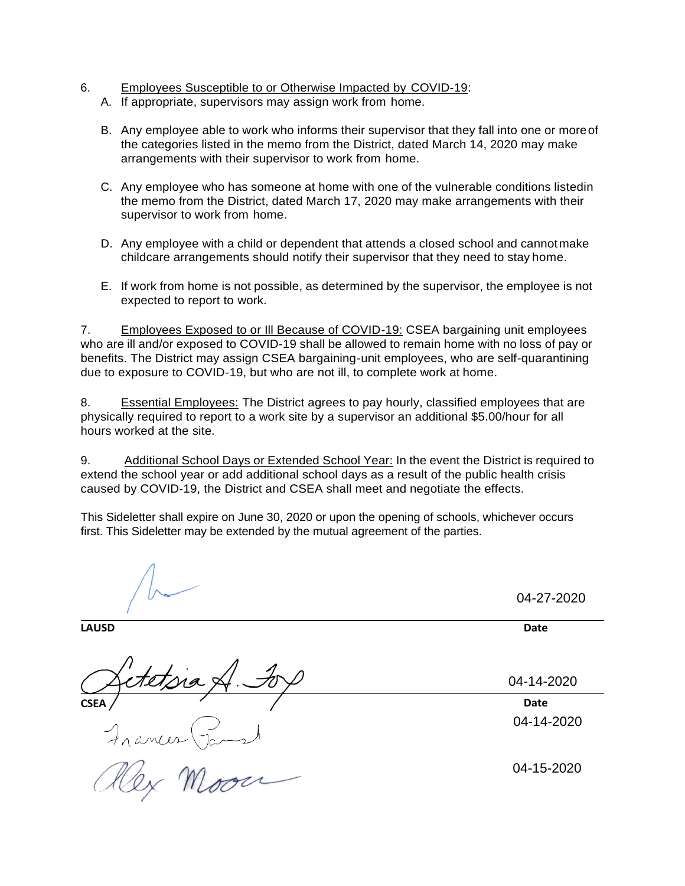6. <u>Employees Susceptible to or Otherwise Impacted by COVID-19</u>:

   A. If appropriate, supervisors may assign work from home.

   B. Any employee able to work who informs their supervisor that they fall into one or more of the categories listed in the memo from the District, dated March 14, 2020 may make arrangements with their supervisor to work from home.

   C. Any employee who has someone at home with one of the vulnerable conditions listed in the memo from the District, dated March 17, 2020 may make arrangements with their supervisor to work from home.

   D. Any employee with a child or dependent that attends a closed school and cannot make childcare arrangements should notify their supervisor that they need to stay home.

   E. If work from home is not possible, as determined by the supervisor, the employee is not expected to report to work.

7. <u>Employees Exposed to or Ill Because of COVID-19:</u> CSEA bargaining unit employees who are ill and/or exposed to COVID-19 shall be allowed to remain home with no loss of pay or benefits. The District may assign CSEA bargaining-unit employees, who are self-quarantining due to exposure to COVID-19, but who are not ill, to complete work at home.

8. <u>Essential Employees:</u> The District agrees to pay hourly, classified employees that are physically required to report to a work site by a supervisor an additional $5.00/hour for all hours worked at the site.

9. <u>Additional School Days or Extended School Year:</u> In the event the District is required to extend the school year or add additional school days as a result of the public health crisis caused by COVID-19, the District and CSEA shall meet and negotiate the effects.

This Sideletter shall expire on June 30, 2020 or upon the opening of schools, whichever occurs first. This Sideletter may be extended by the mutual agreement of the parties.

| | |
|---|---|
| [signature] | 04-27-2020 |
| **LAUSD** | **Date** |
| Letetsia A. Fox | 04-14-2020 |
| **CSEA** | **Date** |
| Frances Garrett | 04-14-2020 |
| Alex Moore | 04-15-2020 |